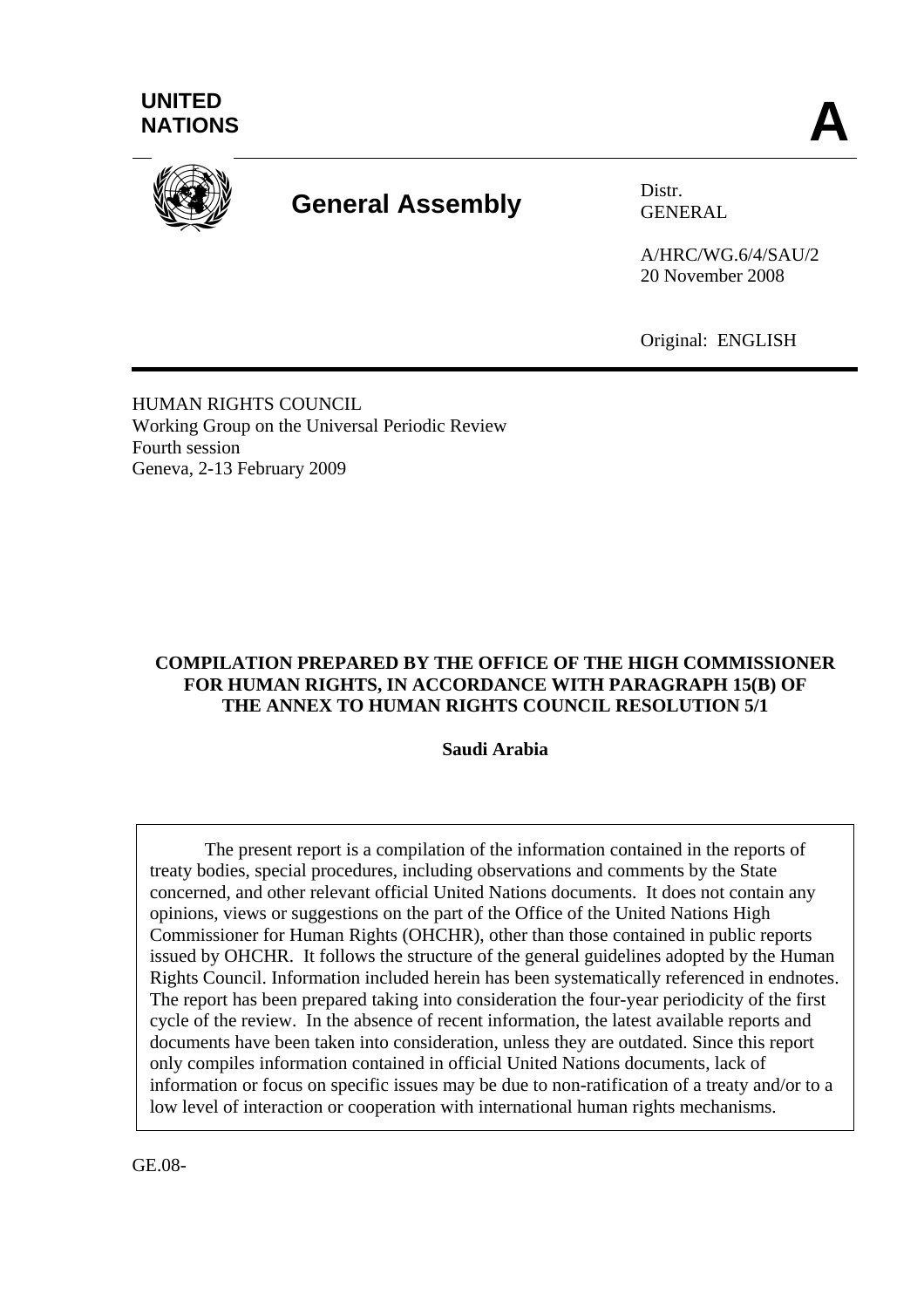UNITED NATIONS

**A**

# General Assembly

Distr.
GENERAL

A/HRC/WG.6/4/SAU/2
20 November 2008

Original: ENGLISH

HUMAN RIGHTS COUNCIL
Working Group on the Universal Periodic Review
Fourth session
Geneva, 2-13 February 2009

**COMPILATION PREPARED BY THE OFFICE OF THE HIGH COMMISSIONER FOR HUMAN RIGHTS, IN ACCORDANCE WITH PARAGRAPH 15(B) OF THE ANNEX TO HUMAN RIGHTS COUNCIL RESOLUTION 5/1**

**Saudi Arabia**

The present report is a compilation of the information contained in the reports of treaty bodies, special procedures, including observations and comments by the State concerned, and other relevant official United Nations documents. It does not contain any opinions, views or suggestions on the part of the Office of the United Nations High Commissioner for Human Rights (OHCHR), other than those contained in public reports issued by OHCHR. It follows the structure of the general guidelines adopted by the Human Rights Council. Information included herein has been systematically referenced in endnotes. The report has been prepared taking into consideration the four-year periodicity of the first cycle of the review. In the absence of recent information, the latest available reports and documents have been taken into consideration, unless they are outdated. Since this report only compiles information contained in official United Nations documents, lack of information or focus on specific issues may be due to non-ratification of a treaty and/or to a low level of interaction or cooperation with international human rights mechanisms.

GE.08-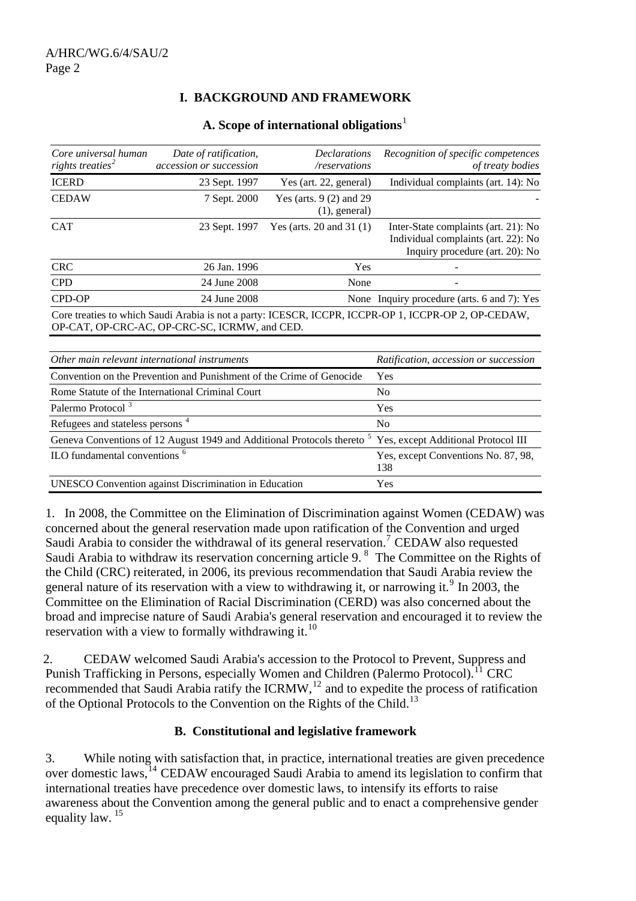## I. BACKGROUND AND FRAMEWORK

### A. Scope of international obligations[1]

| *Core universal human rights treaties*[2] | *Date of ratification, accession or succession* | *Declarations /reservations* | *Recognition of specific competences of treaty bodies* |
|---|---|---|---|
| ICERD | 23 Sept. 1997 | Yes (art. 22, general) | Individual complaints (art. 14): No |
| CEDAW | 7 Sept. 2000 | Yes (arts. 9 (2) and 29 (1), general) | - |
| CAT | 23 Sept. 1997 | Yes (arts. 20 and 31 (1) | Inter-State complaints (art. 21): No<br>Individual complaints (art. 22): No<br>Inquiry procedure (art. 20): No |
| CRC | 26 Jan. 1996 | Yes | - |
| CPD | 24 June 2008 | None | - |
| CPD-OP | 24 June 2008 | None | Inquiry procedure (arts. 6 and 7): Yes |

Core treaties to which Saudi Arabia is not a party: ICESCR, ICCPR, ICCPR-OP 1, ICCPR-OP 2, OP-CEDAW, OP-CAT, OP-CRC-AC, OP-CRC-SC, ICRMW, and CED.

| *Other main relevant international instruments* | *Ratification, accession or succession* |
|---|---|
| Convention on the Prevention and Punishment of the Crime of Genocide | Yes |
| Rome Statute of the International Criminal Court | No |
| Palermo Protocol [3] | Yes |
| Refugees and stateless persons [4] | No |
| Geneva Conventions of 12 August 1949 and Additional Protocols thereto [5] | Yes, except Additional Protocol III |
| ILO fundamental conventions [6] | Yes, except Conventions No. 87, 98, 138 |
| UNESCO Convention against Discrimination in Education | Yes |

1. In 2008, the Committee on the Elimination of Discrimination against Women (CEDAW) was concerned about the general reservation made upon ratification of the Convention and urged Saudi Arabia to consider the withdrawal of its general reservation.[7] CEDAW also requested Saudi Arabia to withdraw its reservation concerning article 9.[8] The Committee on the Rights of the Child (CRC) reiterated, in 2006, its previous recommendation that Saudi Arabia review the general nature of its reservation with a view to withdrawing it, or narrowing it.[9] In 2003, the Committee on the Elimination of Racial Discrimination (CERD) was also concerned about the broad and imprecise nature of Saudi Arabia's general reservation and encouraged it to review the reservation with a view to formally withdrawing it.[10]

2. CEDAW welcomed Saudi Arabia's accession to the Protocol to Prevent, Suppress and Punish Trafficking in Persons, especially Women and Children (Palermo Protocol).[11] CRC recommended that Saudi Arabia ratify the ICRMW,[12] and to expedite the process of ratification of the Optional Protocols to the Convention on the Rights of the Child.[13]

### B. Constitutional and legislative framework

3. While noting with satisfaction that, in practice, international treaties are given precedence over domestic laws,[14] CEDAW encouraged Saudi Arabia to amend its legislation to confirm that international treaties have precedence over domestic laws, to intensify its efforts to raise awareness about the Convention among the general public and to enact a comprehensive gender equality law.[15]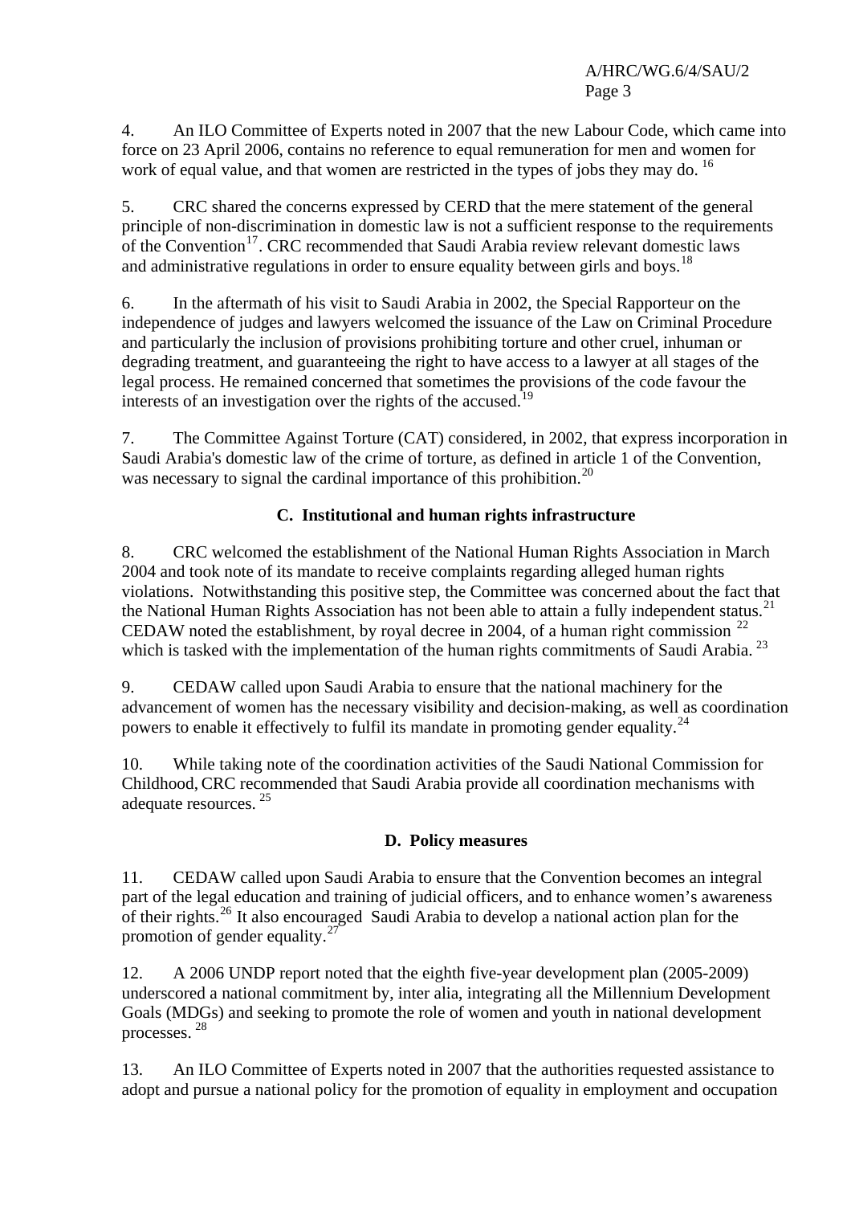4. An ILO Committee of Experts noted in 2007 that the new Labour Code, which came into force on 23 April 2006, contains no reference to equal remuneration for men and women for work of equal value, and that women are restricted in the types of jobs they may do. [16]

5. CRC shared the concerns expressed by CERD that the mere statement of the general principle of non-discrimination in domestic law is not a sufficient response to the requirements of the Convention[17]. CRC recommended that Saudi Arabia review relevant domestic laws and administrative regulations in order to ensure equality between girls and boys.[18]

6. In the aftermath of his visit to Saudi Arabia in 2002, the Special Rapporteur on the independence of judges and lawyers welcomed the issuance of the Law on Criminal Procedure and particularly the inclusion of provisions prohibiting torture and other cruel, inhuman or degrading treatment, and guaranteeing the right to have access to a lawyer at all stages of the legal process. He remained concerned that sometimes the provisions of the code favour the interests of an investigation over the rights of the accused.[19]

7. The Committee Against Torture (CAT) considered, in 2002, that express incorporation in Saudi Arabia's domestic law of the crime of torture, as defined in article 1 of the Convention, was necessary to signal the cardinal importance of this prohibition.[20]

### C. Institutional and human rights infrastructure

8. CRC welcomed the establishment of the National Human Rights Association in March 2004 and took note of its mandate to receive complaints regarding alleged human rights violations. Notwithstanding this positive step, the Committee was concerned about the fact that the National Human Rights Association has not been able to attain a fully independent status.[21] CEDAW noted the establishment, by royal decree in 2004, of a human right commission [22] which is tasked with the implementation of the human rights commitments of Saudi Arabia. [23]

9. CEDAW called upon Saudi Arabia to ensure that the national machinery for the advancement of women has the necessary visibility and decision-making, as well as coordination powers to enable it effectively to fulfil its mandate in promoting gender equality.[24]

10. While taking note of the coordination activities of the Saudi National Commission for Childhood, CRC recommended that Saudi Arabia provide all coordination mechanisms with adequate resources. [25]

### D. Policy measures

11. CEDAW called upon Saudi Arabia to ensure that the Convention becomes an integral part of the legal education and training of judicial officers, and to enhance women's awareness of their rights.[26] It also encouraged Saudi Arabia to develop a national action plan for the promotion of gender equality.[27]

12. A 2006 UNDP report noted that the eighth five-year development plan (2005-2009) underscored a national commitment by, inter alia, integrating all the Millennium Development Goals (MDGs) and seeking to promote the role of women and youth in national development processes. [28]

13. An ILO Committee of Experts noted in 2007 that the authorities requested assistance to adopt and pursue a national policy for the promotion of equality in employment and occupation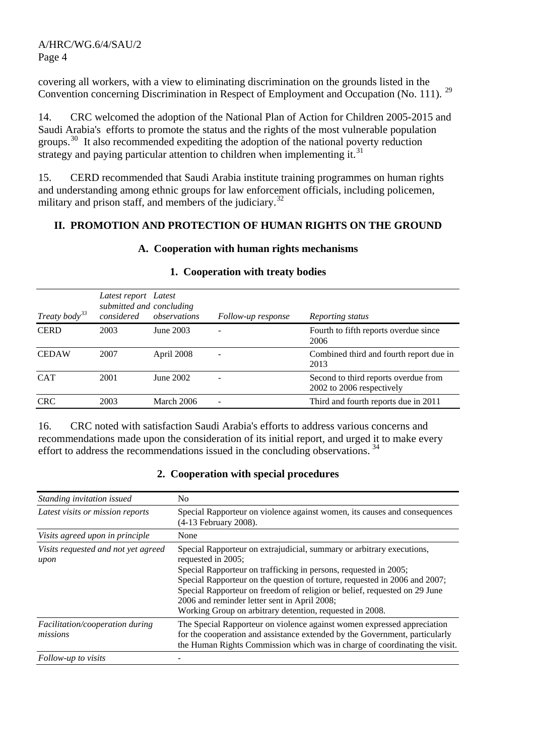covering all workers, with a view to eliminating discrimination on the grounds listed in the Convention concerning Discrimination in Respect of Employment and Occupation (No. 111). [29]

14. CRC welcomed the adoption of the National Plan of Action for Children 2005-2015 and Saudi Arabia's efforts to promote the status and the rights of the most vulnerable population groups.[30] It also recommended expediting the adoption of the national poverty reduction strategy and paying particular attention to children when implementing it.[31]

15. CERD recommended that Saudi Arabia institute training programmes on human rights and understanding among ethnic groups for law enforcement officials, including policemen, military and prison staff, and members of the judiciary.[32]

## II. PROMOTION AND PROTECTION OF HUMAN RIGHTS ON THE GROUND

### A. Cooperation with human rights mechanisms

#### 1. Cooperation with treaty bodies

| *Treaty body*[33] | *Latest report submitted and considered* | *Latest concluding observations* | *Follow-up response* | *Reporting status* |
|---|---|---|---|---|
| CERD | 2003 | June 2003 | - | Fourth to fifth reports overdue since 2006 |
| CEDAW | 2007 | April 2008 | - | Combined third and fourth report due in 2013 |
| CAT | 2001 | June 2002 | - | Second to third reports overdue from 2002 to 2006 respectively |
| CRC | 2003 | March 2006 | - | Third and fourth reports due in 2011 |

16. CRC noted with satisfaction Saudi Arabia's efforts to address various concerns and recommendations made upon the consideration of its initial report, and urged it to make every effort to address the recommendations issued in the concluding observations. [34]

#### 2. Cooperation with special procedures

| | |
|---|---|
| *Standing invitation issued* | No |
| *Latest visits or mission reports* | Special Rapporteur on violence against women, its causes and consequences (4-13 February 2008). |
| *Visits agreed upon in principle* | None |
| *Visits requested and not yet agreed upon* | Special Rapporteur on extrajudicial, summary or arbitrary executions, requested in 2005;<br>Special Rapporteur on trafficking in persons, requested in 2005;<br>Special Rapporteur on the question of torture, requested in 2006 and 2007;<br>Special Rapporteur on freedom of religion or belief, requested on 29 June 2006 and reminder letter sent in April 2008;<br>Working Group on arbitrary detention, requested in 2008. |
| *Facilitation/cooperation during missions* | The Special Rapporteur on violence against women expressed appreciation for the cooperation and assistance extended by the Government, particularly the Human Rights Commission which was in charge of coordinating the visit. |
| *Follow-up to visits* | - |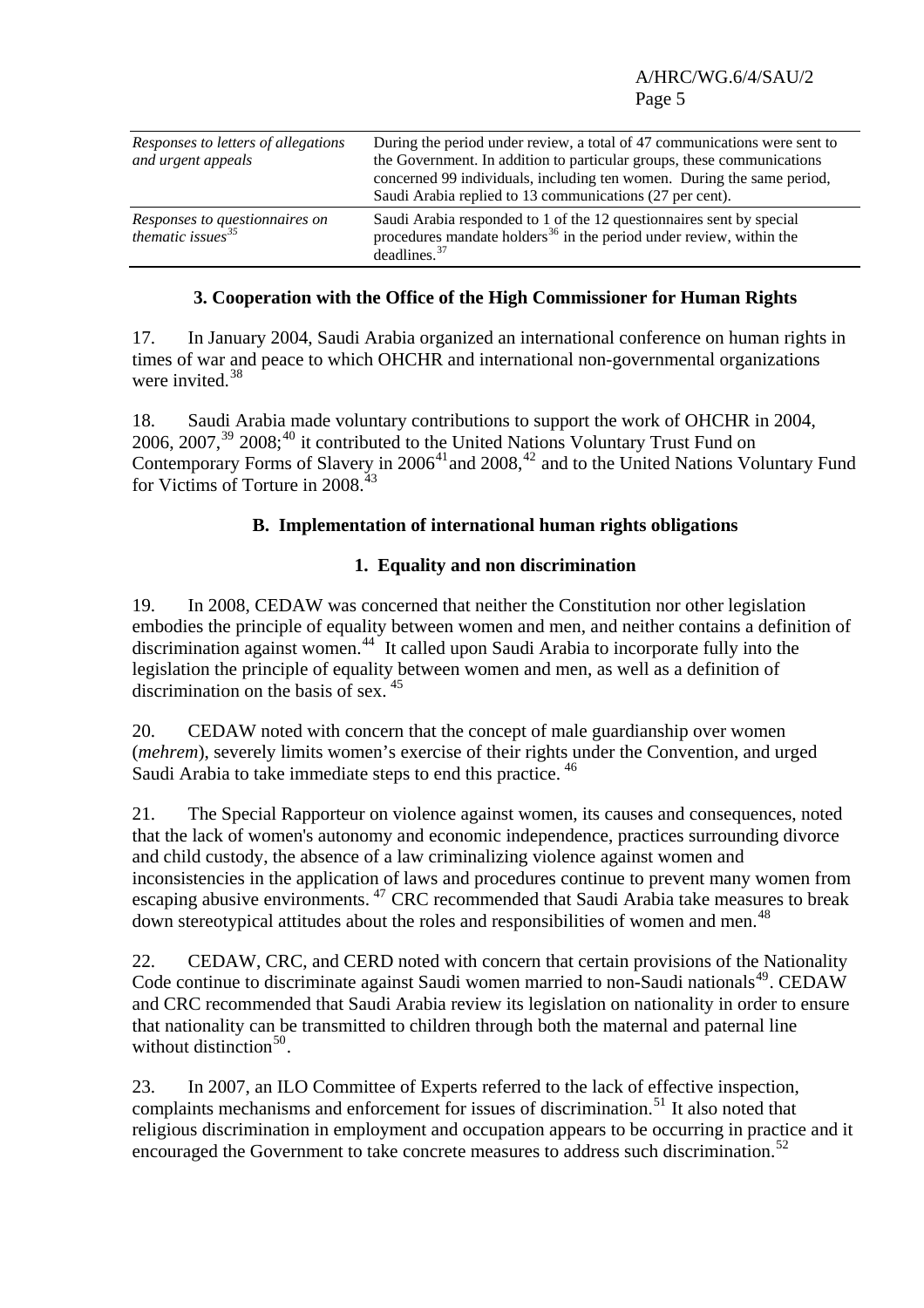| | |
|---|---|
| *Responses to letters of allegations and urgent appeals* | During the period under review, a total of 47 communications were sent to the Government. In addition to particular groups, these communications concerned 99 individuals, including ten women. During the same period, Saudi Arabia replied to 13 communications (27 per cent). |
| *Responses to questionnaires on thematic issues*[35] | Saudi Arabia responded to 1 of the 12 questionnaires sent by special procedures mandate holders[36] in the period under review, within the deadlines.[37] |

### 3. Cooperation with the Office of the High Commissioner for Human Rights

17. In January 2004, Saudi Arabia organized an international conference on human rights in times of war and peace to which OHCHR and international non-governmental organizations were invited.[38]

18. Saudi Arabia made voluntary contributions to support the work of OHCHR in 2004, 2006, 2007,[39] 2008;[40] it contributed to the United Nations Voluntary Trust Fund on Contemporary Forms of Slavery in 2006[41] and 2008,[42] and to the United Nations Voluntary Fund for Victims of Torture in 2008.[43]

## B. Implementation of international human rights obligations

### 1. Equality and non discrimination

19. In 2008, CEDAW was concerned that neither the Constitution nor other legislation embodies the principle of equality between women and men, and neither contains a definition of discrimination against women.[44] It called upon Saudi Arabia to incorporate fully into the legislation the principle of equality between women and men, as well as a definition of discrimination on the basis of sex.[45]

20. CEDAW noted with concern that the concept of male guardianship over women (*mehrem*), severely limits women's exercise of their rights under the Convention, and urged Saudi Arabia to take immediate steps to end this practice.[46]

21. The Special Rapporteur on violence against women, its causes and consequences, noted that the lack of women's autonomy and economic independence, practices surrounding divorce and child custody, the absence of a law criminalizing violence against women and inconsistencies in the application of laws and procedures continue to prevent many women from escaping abusive environments.[47] CRC recommended that Saudi Arabia take measures to break down stereotypical attitudes about the roles and responsibilities of women and men.[48]

22. CEDAW, CRC, and CERD noted with concern that certain provisions of the Nationality Code continue to discriminate against Saudi women married to non-Saudi nationals[49]. CEDAW and CRC recommended that Saudi Arabia review its legislation on nationality in order to ensure that nationality can be transmitted to children through both the maternal and paternal line without distinction[50].

23. In 2007, an ILO Committee of Experts referred to the lack of effective inspection, complaints mechanisms and enforcement for issues of discrimination.[51] It also noted that religious discrimination in employment and occupation appears to be occurring in practice and it encouraged the Government to take concrete measures to address such discrimination.[52]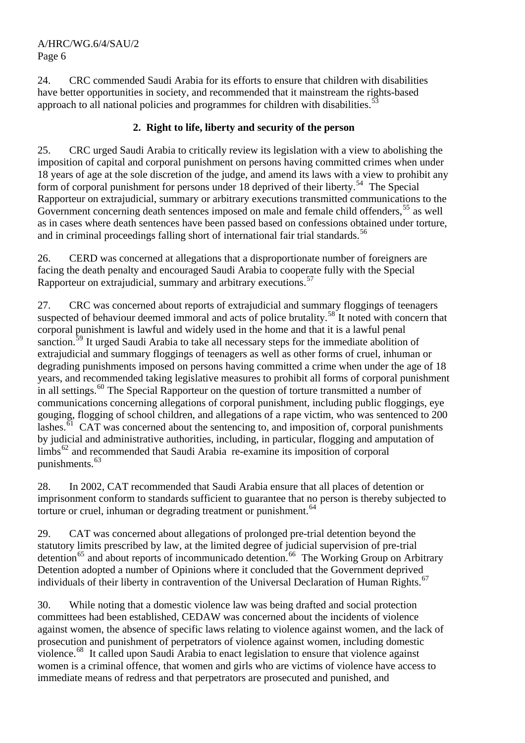24. CRC commended Saudi Arabia for its efforts to ensure that children with disabilities have better opportunities in society, and recommended that it mainstream the rights-based approach to all national policies and programmes for children with disabilities.[53]

### 2. Right to life, liberty and security of the person

25. CRC urged Saudi Arabia to critically review its legislation with a view to abolishing the imposition of capital and corporal punishment on persons having committed crimes when under 18 years of age at the sole discretion of the judge, and amend its laws with a view to prohibit any form of corporal punishment for persons under 18 deprived of their liberty.[54] The Special Rapporteur on extrajudicial, summary or arbitrary executions transmitted communications to the Government concerning death sentences imposed on male and female child offenders,[55] as well as in cases where death sentences have been passed based on confessions obtained under torture, and in criminal proceedings falling short of international fair trial standards.[56]

26. CERD was concerned at allegations that a disproportionate number of foreigners are facing the death penalty and encouraged Saudi Arabia to cooperate fully with the Special Rapporteur on extrajudicial, summary and arbitrary executions.[57]

27. CRC was concerned about reports of extrajudicial and summary floggings of teenagers suspected of behaviour deemed immoral and acts of police brutality.[58] It noted with concern that corporal punishment is lawful and widely used in the home and that it is a lawful penal sanction.[59] It urged Saudi Arabia to take all necessary steps for the immediate abolition of extrajudicial and summary floggings of teenagers as well as other forms of cruel, inhuman or degrading punishments imposed on persons having committed a crime when under the age of 18 years, and recommended taking legislative measures to prohibit all forms of corporal punishment in all settings.[60] The Special Rapporteur on the question of torture transmitted a number of communications concerning allegations of corporal punishment, including public floggings, eye gouging, flogging of school children, and allegations of a rape victim, who was sentenced to 200 lashes.[61] CAT was concerned about the sentencing to, and imposition of, corporal punishments by judicial and administrative authorities, including, in particular, flogging and amputation of limbs[62] and recommended that Saudi Arabia re-examine its imposition of corporal punishments.[63]

28. In 2002, CAT recommended that Saudi Arabia ensure that all places of detention or imprisonment conform to standards sufficient to guarantee that no person is thereby subjected to torture or cruel, inhuman or degrading treatment or punishment.[64]

29. CAT was concerned about allegations of prolonged pre-trial detention beyond the statutory limits prescribed by law, at the limited degree of judicial supervision of pre-trial detention[65] and about reports of incommunicado detention.[66] The Working Group on Arbitrary Detention adopted a number of Opinions where it concluded that the Government deprived individuals of their liberty in contravention of the Universal Declaration of Human Rights.[67]

30. While noting that a domestic violence law was being drafted and social protection committees had been established, CEDAW was concerned about the incidents of violence against women, the absence of specific laws relating to violence against women, and the lack of prosecution and punishment of perpetrators of violence against women, including domestic violence.[68] It called upon Saudi Arabia to enact legislation to ensure that violence against women is a criminal offence, that women and girls who are victims of violence have access to immediate means of redress and that perpetrators are prosecuted and punished, and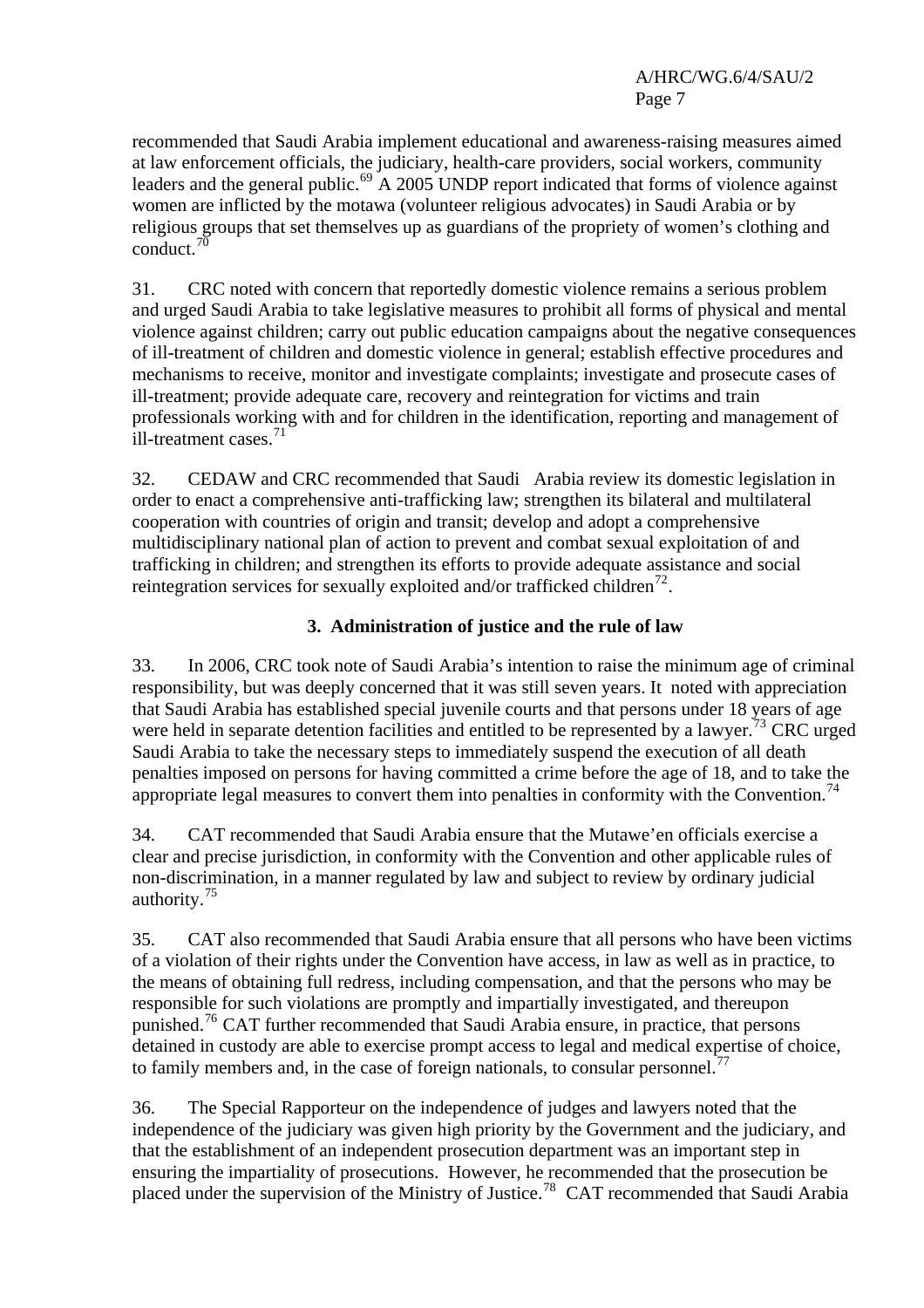recommended that Saudi Arabia implement educational and awareness-raising measures aimed at law enforcement officials, the judiciary, health-care providers, social workers, community leaders and the general public.[69] A 2005 UNDP report indicated that forms of violence against women are inflicted by the motawa (volunteer religious advocates) in Saudi Arabia or by religious groups that set themselves up as guardians of the propriety of women's clothing and conduct.[70]

31. CRC noted with concern that reportedly domestic violence remains a serious problem and urged Saudi Arabia to take legislative measures to prohibit all forms of physical and mental violence against children; carry out public education campaigns about the negative consequences of ill-treatment of children and domestic violence in general; establish effective procedures and mechanisms to receive, monitor and investigate complaints; investigate and prosecute cases of ill-treatment; provide adequate care, recovery and reintegration for victims and train professionals working with and for children in the identification, reporting and management of ill-treatment cases.[71]

32. CEDAW and CRC recommended that Saudi Arabia review its domestic legislation in order to enact a comprehensive anti-trafficking law; strengthen its bilateral and multilateral cooperation with countries of origin and transit; develop and adopt a comprehensive multidisciplinary national plan of action to prevent and combat sexual exploitation of and trafficking in children; and strengthen its efforts to provide adequate assistance and social reintegration services for sexually exploited and/or trafficked children[72].

### 3. Administration of justice and the rule of law

33. In 2006, CRC took note of Saudi Arabia's intention to raise the minimum age of criminal responsibility, but was deeply concerned that it was still seven years. It noted with appreciation that Saudi Arabia has established special juvenile courts and that persons under 18 years of age were held in separate detention facilities and entitled to be represented by a lawyer.[73] CRC urged Saudi Arabia to take the necessary steps to immediately suspend the execution of all death penalties imposed on persons for having committed a crime before the age of 18, and to take the appropriate legal measures to convert them into penalties in conformity with the Convention.[74]

34. CAT recommended that Saudi Arabia ensure that the Mutawe'en officials exercise a clear and precise jurisdiction, in conformity with the Convention and other applicable rules of non-discrimination, in a manner regulated by law and subject to review by ordinary judicial authority.[75]

35. CAT also recommended that Saudi Arabia ensure that all persons who have been victims of a violation of their rights under the Convention have access, in law as well as in practice, to the means of obtaining full redress, including compensation, and that the persons who may be responsible for such violations are promptly and impartially investigated, and thereupon punished.[76] CAT further recommended that Saudi Arabia ensure, in practice, that persons detained in custody are able to exercise prompt access to legal and medical expertise of choice, to family members and, in the case of foreign nationals, to consular personnel.[77]

36. The Special Rapporteur on the independence of judges and lawyers noted that the independence of the judiciary was given high priority by the Government and the judiciary, and that the establishment of an independent prosecution department was an important step in ensuring the impartiality of prosecutions. However, he recommended that the prosecution be placed under the supervision of the Ministry of Justice.[78] CAT recommended that Saudi Arabia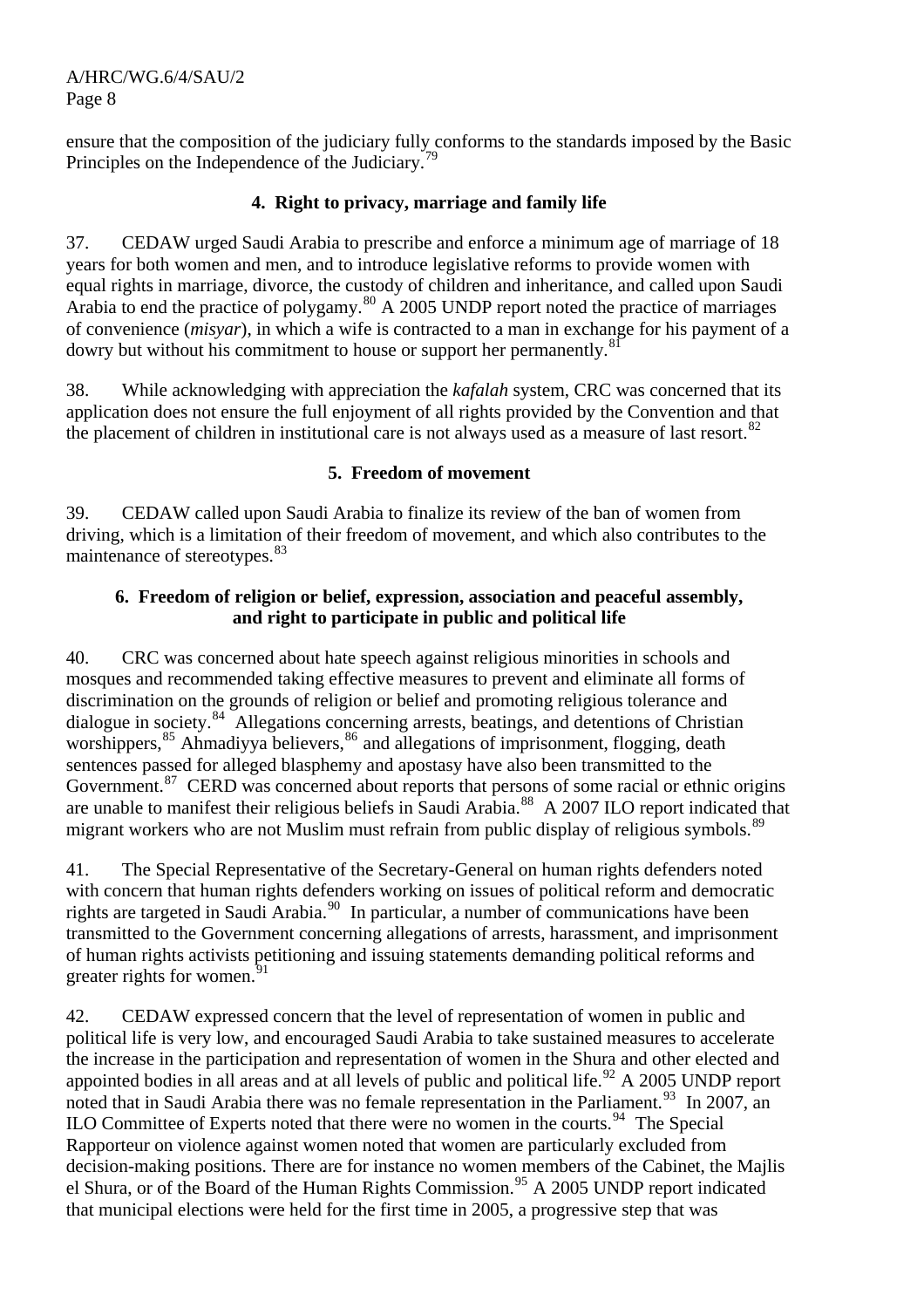ensure that the composition of the judiciary fully conforms to the standards imposed by the Basic Principles on the Independence of the Judiciary.[79]

### 4. Right to privacy, marriage and family life

37. CEDAW urged Saudi Arabia to prescribe and enforce a minimum age of marriage of 18 years for both women and men, and to introduce legislative reforms to provide women with equal rights in marriage, divorce, the custody of children and inheritance, and called upon Saudi Arabia to end the practice of polygamy.[80] A 2005 UNDP report noted the practice of marriages of convenience (*misyar*), in which a wife is contracted to a man in exchange for his payment of a dowry but without his commitment to house or support her permanently.[81]

38. While acknowledging with appreciation the *kafalah* system, CRC was concerned that its application does not ensure the full enjoyment of all rights provided by the Convention and that the placement of children in institutional care is not always used as a measure of last resort.[82]

### 5. Freedom of movement

39. CEDAW called upon Saudi Arabia to finalize its review of the ban of women from driving, which is a limitation of their freedom of movement, and which also contributes to the maintenance of stereotypes.[83]

### 6. Freedom of religion or belief, expression, association and peaceful assembly, and right to participate in public and political life

40. CRC was concerned about hate speech against religious minorities in schools and mosques and recommended taking effective measures to prevent and eliminate all forms of discrimination on the grounds of religion or belief and promoting religious tolerance and dialogue in society.[84] Allegations concerning arrests, beatings, and detentions of Christian worshippers,[85] Ahmadiyya believers,[86] and allegations of imprisonment, flogging, death sentences passed for alleged blasphemy and apostasy have also been transmitted to the Government.[87] CERD was concerned about reports that persons of some racial or ethnic origins are unable to manifest their religious beliefs in Saudi Arabia.[88] A 2007 ILO report indicated that migrant workers who are not Muslim must refrain from public display of religious symbols.[89]

41. The Special Representative of the Secretary-General on human rights defenders noted with concern that human rights defenders working on issues of political reform and democratic rights are targeted in Saudi Arabia.[90] In particular, a number of communications have been transmitted to the Government concerning allegations of arrests, harassment, and imprisonment of human rights activists petitioning and issuing statements demanding political reforms and greater rights for women.[91]

42. CEDAW expressed concern that the level of representation of women in public and political life is very low, and encouraged Saudi Arabia to take sustained measures to accelerate the increase in the participation and representation of women in the Shura and other elected and appointed bodies in all areas and at all levels of public and political life.[92] A 2005 UNDP report noted that in Saudi Arabia there was no female representation in the Parliament.[93] In 2007, an ILO Committee of Experts noted that there were no women in the courts.[94] The Special Rapporteur on violence against women noted that women are particularly excluded from decision-making positions. There are for instance no women members of the Cabinet, the Majlis el Shura, or of the Board of the Human Rights Commission.[95] A 2005 UNDP report indicated that municipal elections were held for the first time in 2005, a progressive step that was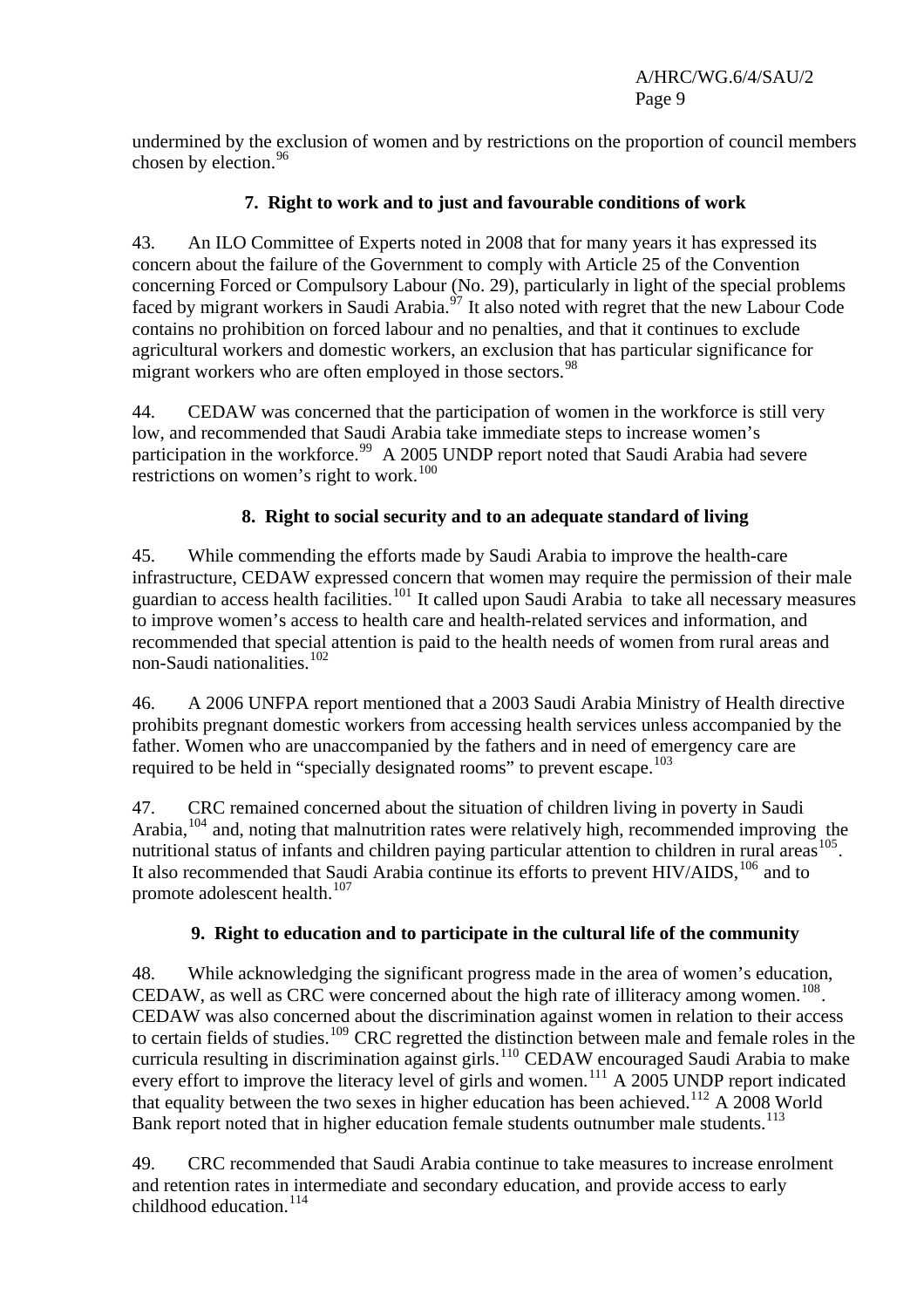undermined by the exclusion of women and by restrictions on the proportion of council members chosen by election.[96]

### 7. Right to work and to just and favourable conditions of work

43. An ILO Committee of Experts noted in 2008 that for many years it has expressed its concern about the failure of the Government to comply with Article 25 of the Convention concerning Forced or Compulsory Labour (No. 29), particularly in light of the special problems faced by migrant workers in Saudi Arabia.[97] It also noted with regret that the new Labour Code contains no prohibition on forced labour and no penalties, and that it continues to exclude agricultural workers and domestic workers, an exclusion that has particular significance for migrant workers who are often employed in those sectors.[98]

44. CEDAW was concerned that the participation of women in the workforce is still very low, and recommended that Saudi Arabia take immediate steps to increase women's participation in the workforce.[99] A 2005 UNDP report noted that Saudi Arabia had severe restrictions on women's right to work.[100]

### 8. Right to social security and to an adequate standard of living

45. While commending the efforts made by Saudi Arabia to improve the health-care infrastructure, CEDAW expressed concern that women may require the permission of their male guardian to access health facilities.[101] It called upon Saudi Arabia to take all necessary measures to improve women's access to health care and health-related services and information, and recommended that special attention is paid to the health needs of women from rural areas and non-Saudi nationalities.[102]

46. A 2006 UNFPA report mentioned that a 2003 Saudi Arabia Ministry of Health directive prohibits pregnant domestic workers from accessing health services unless accompanied by the father. Women who are unaccompanied by the fathers and in need of emergency care are required to be held in "specially designated rooms" to prevent escape.[103]

47. CRC remained concerned about the situation of children living in poverty in Saudi Arabia,[104] and, noting that malnutrition rates were relatively high, recommended improving the nutritional status of infants and children paying particular attention to children in rural areas[105]. It also recommended that Saudi Arabia continue its efforts to prevent HIV/AIDS,[106] and to promote adolescent health.[107]

### 9. Right to education and to participate in the cultural life of the community

48. While acknowledging the significant progress made in the area of women's education, CEDAW, as well as CRC were concerned about the high rate of illiteracy among women.[108]. CEDAW was also concerned about the discrimination against women in relation to their access to certain fields of studies.[109] CRC regretted the distinction between male and female roles in the curricula resulting in discrimination against girls.[110] CEDAW encouraged Saudi Arabia to make every effort to improve the literacy level of girls and women.[111] A 2005 UNDP report indicated that equality between the two sexes in higher education has been achieved.[112] A 2008 World Bank report noted that in higher education female students outnumber male students.[113]

49. CRC recommended that Saudi Arabia continue to take measures to increase enrolment and retention rates in intermediate and secondary education, and provide access to early childhood education.[114]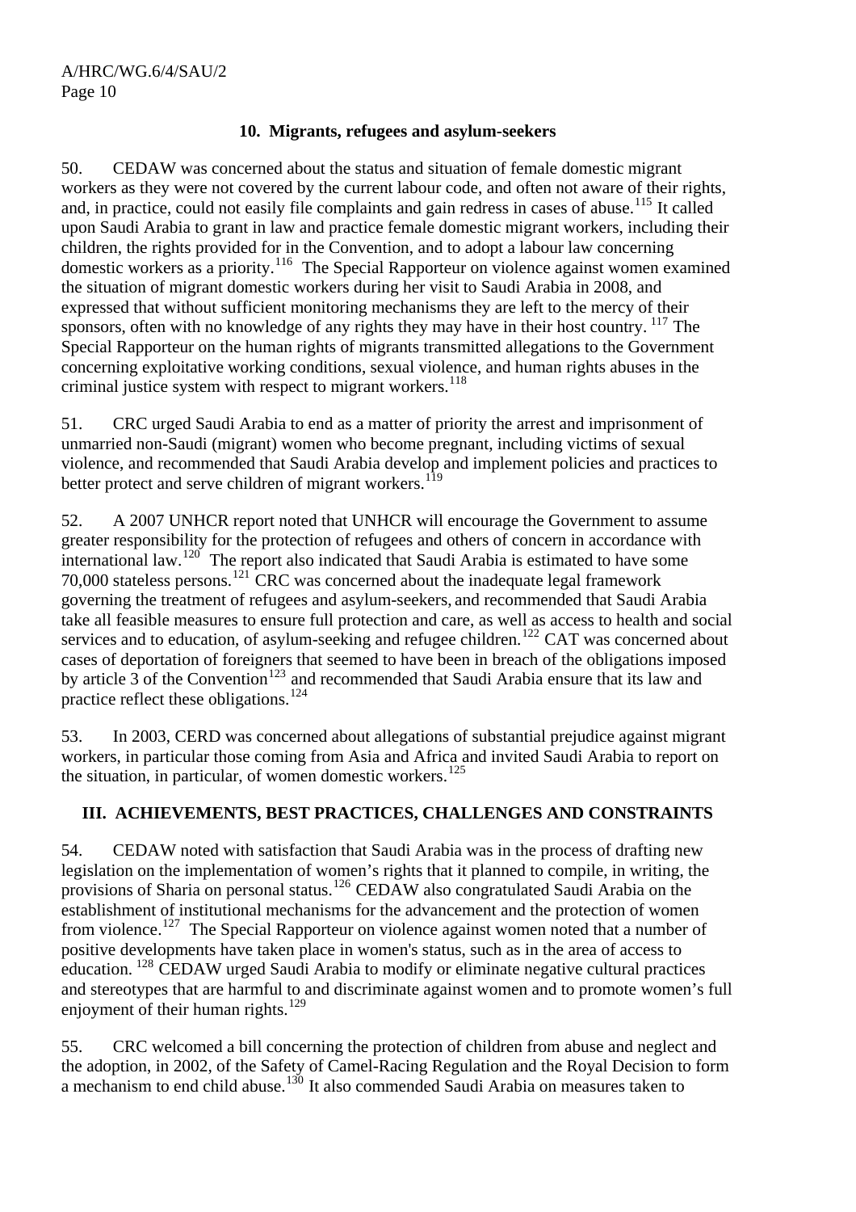### 10. Migrants, refugees and asylum-seekers

50. CEDAW was concerned about the status and situation of female domestic migrant workers as they were not covered by the current labour code, and often not aware of their rights, and, in practice, could not easily file complaints and gain redress in cases of abuse.[115] It called upon Saudi Arabia to grant in law and practice female domestic migrant workers, including their children, the rights provided for in the Convention, and to adopt a labour law concerning domestic workers as a priority.[116] The Special Rapporteur on violence against women examined the situation of migrant domestic workers during her visit to Saudi Arabia in 2008, and expressed that without sufficient monitoring mechanisms they are left to the mercy of their sponsors, often with no knowledge of any rights they may have in their host country.[117] The Special Rapporteur on the human rights of migrants transmitted allegations to the Government concerning exploitative working conditions, sexual violence, and human rights abuses in the criminal justice system with respect to migrant workers.[118]

51. CRC urged Saudi Arabia to end as a matter of priority the arrest and imprisonment of unmarried non-Saudi (migrant) women who become pregnant, including victims of sexual violence, and recommended that Saudi Arabia develop and implement policies and practices to better protect and serve children of migrant workers.[119]

52. A 2007 UNHCR report noted that UNHCR will encourage the Government to assume greater responsibility for the protection of refugees and others of concern in accordance with international law.[120] The report also indicated that Saudi Arabia is estimated to have some 70,000 stateless persons.[121] CRC was concerned about the inadequate legal framework governing the treatment of refugees and asylum-seekers, and recommended that Saudi Arabia take all feasible measures to ensure full protection and care, as well as access to health and social services and to education, of asylum-seeking and refugee children.[122] CAT was concerned about cases of deportation of foreigners that seemed to have been in breach of the obligations imposed by article 3 of the Convention[123] and recommended that Saudi Arabia ensure that its law and practice reflect these obligations.[124]

53. In 2003, CERD was concerned about allegations of substantial prejudice against migrant workers, in particular those coming from Asia and Africa and invited Saudi Arabia to report on the situation, in particular, of women domestic workers.[125]

## III. ACHIEVEMENTS, BEST PRACTICES, CHALLENGES AND CONSTRAINTS

54. CEDAW noted with satisfaction that Saudi Arabia was in the process of drafting new legislation on the implementation of women's rights that it planned to compile, in writing, the provisions of Sharia on personal status.[126] CEDAW also congratulated Saudi Arabia on the establishment of institutional mechanisms for the advancement and the protection of women from violence.[127] The Special Rapporteur on violence against women noted that a number of positive developments have taken place in women's status, such as in the area of access to education.[128] CEDAW urged Saudi Arabia to modify or eliminate negative cultural practices and stereotypes that are harmful to and discriminate against women and to promote women's full enjoyment of their human rights.[129]

55. CRC welcomed a bill concerning the protection of children from abuse and neglect and the adoption, in 2002, of the Safety of Camel-Racing Regulation and the Royal Decision to form a mechanism to end child abuse.[130] It also commended Saudi Arabia on measures taken to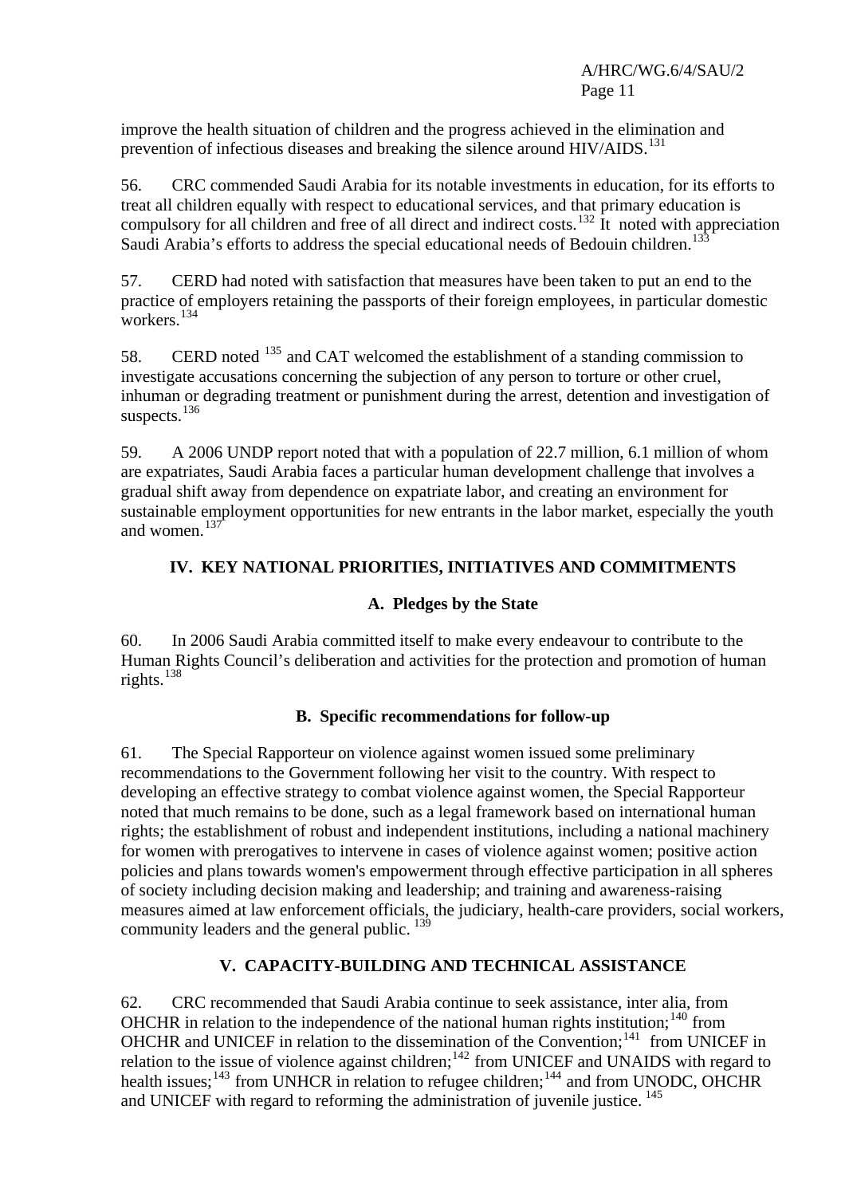improve the health situation of children and the progress achieved in the elimination and prevention of infectious diseases and breaking the silence around HIV/AIDS.[131]

56. CRC commended Saudi Arabia for its notable investments in education, for its efforts to treat all children equally with respect to educational services, and that primary education is compulsory for all children and free of all direct and indirect costs.[132] It noted with appreciation Saudi Arabia's efforts to address the special educational needs of Bedouin children.[133]

57. CERD had noted with satisfaction that measures have been taken to put an end to the practice of employers retaining the passports of their foreign employees, in particular domestic workers.[134]

58. CERD noted [135] and CAT welcomed the establishment of a standing commission to investigate accusations concerning the subjection of any person to torture or other cruel, inhuman or degrading treatment or punishment during the arrest, detention and investigation of suspects.[136]

59. A 2006 UNDP report noted that with a population of 22.7 million, 6.1 million of whom are expatriates, Saudi Arabia faces a particular human development challenge that involves a gradual shift away from dependence on expatriate labor, and creating an environment for sustainable employment opportunities for new entrants in the labor market, especially the youth and women.[137]

## IV. KEY NATIONAL PRIORITIES, INITIATIVES AND COMMITMENTS

### A. Pledges by the State

60. In 2006 Saudi Arabia committed itself to make every endeavour to contribute to the Human Rights Council's deliberation and activities for the protection and promotion of human rights.[138]

### B. Specific recommendations for follow-up

61. The Special Rapporteur on violence against women issued some preliminary recommendations to the Government following her visit to the country. With respect to developing an effective strategy to combat violence against women, the Special Rapporteur noted that much remains to be done, such as a legal framework based on international human rights; the establishment of robust and independent institutions, including a national machinery for women with prerogatives to intervene in cases of violence against women; positive action policies and plans towards women's empowerment through effective participation in all spheres of society including decision making and leadership; and training and awareness-raising measures aimed at law enforcement officials, the judiciary, health-care providers, social workers, community leaders and the general public. [139]

## V. CAPACITY-BUILDING AND TECHNICAL ASSISTANCE

62. CRC recommended that Saudi Arabia continue to seek assistance, inter alia, from OHCHR in relation to the independence of the national human rights institution;[140] from OHCHR and UNICEF in relation to the dissemination of the Convention;[141] from UNICEF in relation to the issue of violence against children;[142] from UNICEF and UNAIDS with regard to health issues;[143] from UNHCR in relation to refugee children;[144] and from UNODC, OHCHR and UNICEF with regard to reforming the administration of juvenile justice. [145]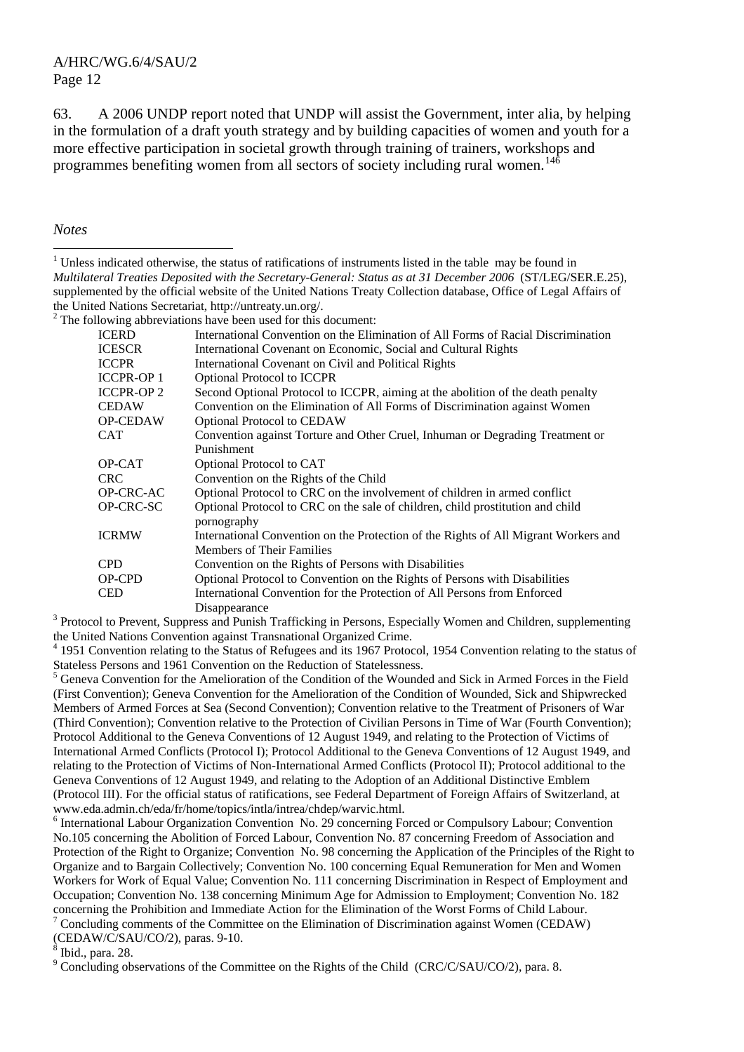63. A 2006 UNDP report noted that UNDP will assist the Government, inter alia, by helping in the formulation of a draft youth strategy and by building capacities of women and youth for a more effective participation in societal growth through training of trainers, workshops and programmes benefiting women from all sectors of society including rural women.[146]

*Notes*

[1] Unless indicated otherwise, the status of ratifications of instruments listed in the table may be found in *Multilateral Treaties Deposited with the Secretary-General: Status as at 31 December 2006* (ST/LEG/SER.E.25), supplemented by the official website of the United Nations Treaty Collection database, Office of Legal Affairs of the United Nations Secretariat, http://untreaty.un.org/.

[2] The following abbreviations have been used for this document:

| | |
|---|---|
| ICERD | International Convention on the Elimination of All Forms of Racial Discrimination |
| ICESCR | International Covenant on Economic, Social and Cultural Rights |
| ICCPR | International Covenant on Civil and Political Rights |
| ICCPR-OP 1 | Optional Protocol to ICCPR |
| ICCPR-OP 2 | Second Optional Protocol to ICCPR, aiming at the abolition of the death penalty |
| CEDAW | Convention on the Elimination of All Forms of Discrimination against Women |
| OP-CEDAW | Optional Protocol to CEDAW |
| CAT | Convention against Torture and Other Cruel, Inhuman or Degrading Treatment or Punishment |
| OP-CAT | Optional Protocol to CAT |
| CRC | Convention on the Rights of the Child |
| OP-CRC-AC | Optional Protocol to CRC on the involvement of children in armed conflict |
| OP-CRC-SC | Optional Protocol to CRC on the sale of children, child prostitution and child pornography |
| ICRMW | International Convention on the Protection of the Rights of All Migrant Workers and Members of Their Families |
| CPD | Convention on the Rights of Persons with Disabilities |
| OP-CPD | Optional Protocol to Convention on the Rights of Persons with Disabilities |
| CED | International Convention for the Protection of All Persons from Enforced Disappearance |

[3] Protocol to Prevent, Suppress and Punish Trafficking in Persons, Especially Women and Children, supplementing the United Nations Convention against Transnational Organized Crime.

[4] 1951 Convention relating to the Status of Refugees and its 1967 Protocol, 1954 Convention relating to the status of Stateless Persons and 1961 Convention on the Reduction of Statelessness.

[5] Geneva Convention for the Amelioration of the Condition of the Wounded and Sick in Armed Forces in the Field (First Convention); Geneva Convention for the Amelioration of the Condition of Wounded, Sick and Shipwrecked Members of Armed Forces at Sea (Second Convention); Convention relative to the Treatment of Prisoners of War (Third Convention); Convention relative to the Protection of Civilian Persons in Time of War (Fourth Convention); Protocol Additional to the Geneva Conventions of 12 August 1949, and relating to the Protection of Victims of International Armed Conflicts (Protocol I); Protocol Additional to the Geneva Conventions of 12 August 1949, and relating to the Protection of Victims of Non-International Armed Conflicts (Protocol II); Protocol additional to the Geneva Conventions of 12 August 1949, and relating to the Adoption of an Additional Distinctive Emblem (Protocol III). For the official status of ratifications, see Federal Department of Foreign Affairs of Switzerland, at www.eda.admin.ch/eda/fr/home/topics/intla/intrea/chdep/warvic.html.

[6] International Labour Organization Convention No. 29 concerning Forced or Compulsory Labour; Convention No.105 concerning the Abolition of Forced Labour, Convention No. 87 concerning Freedom of Association and Protection of the Right to Organize; Convention No. 98 concerning the Application of the Principles of the Right to Organize and to Bargain Collectively; Convention No. 100 concerning Equal Remuneration for Men and Women Workers for Work of Equal Value; Convention No. 111 concerning Discrimination in Respect of Employment and Occupation; Convention No. 138 concerning Minimum Age for Admission to Employment; Convention No. 182 concerning the Prohibition and Immediate Action for the Elimination of the Worst Forms of Child Labour.

[7] Concluding comments of the Committee on the Elimination of Discrimination against Women (CEDAW) (CEDAW/C/SAU/CO/2), paras. 9-10.

[8] Ibid., para. 28.

[9] Concluding observations of the Committee on the Rights of the Child (CRC/C/SAU/CO/2), para. 8.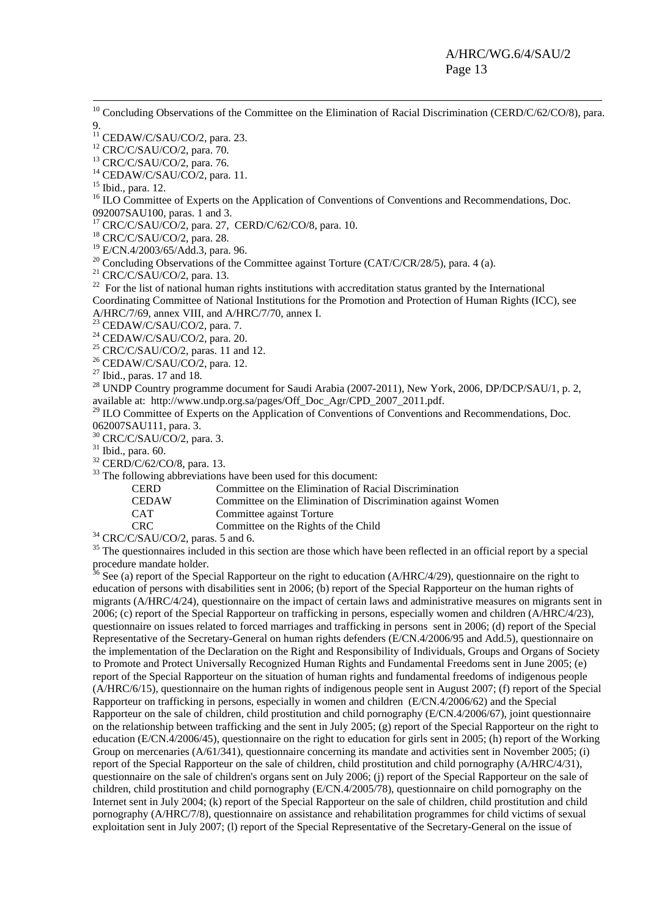[10] Concluding Observations of the Committee on the Elimination of Racial Discrimination (CERD/C/62/CO/8), para. 9.

[11] CEDAW/C/SAU/CO/2, para. 23.

[12] CRC/C/SAU/CO/2, para. 70.

[13] CRC/C/SAU/CO/2, para. 76.

[14] CEDAW/C/SAU/CO/2, para. 11.

[15] Ibid., para. 12.

[16] ILO Committee of Experts on the Application of Conventions of Conventions and Recommendations, Doc. 092007SAU100, paras. 1 and 3.

[17] CRC/C/SAU/CO/2, para. 27, CERD/C/62/CO/8, para. 10.

[18] CRC/C/SAU/CO/2, para. 28.

[19] E/CN.4/2003/65/Add.3, para. 96.

[20] Concluding Observations of the Committee against Torture (CAT/C/CR/28/5), para. 4 (a).

[21] CRC/C/SAU/CO/2, para. 13.

[22] For the list of national human rights institutions with accreditation status granted by the International Coordinating Committee of National Institutions for the Promotion and Protection of Human Rights (ICC), see A/HRC/7/69, annex VIII, and A/HRC/7/70, annex I.

[23] CEDAW/C/SAU/CO/2, para. 7.

[24] CEDAW/C/SAU/CO/2, para. 20.

[25] CRC/C/SAU/CO/2, paras. 11 and 12.

[26] CEDAW/C/SAU/CO/2, para. 12.

[27] Ibid., paras. 17 and 18.

[28] UNDP Country programme document for Saudi Arabia (2007-2011), New York, 2006, DP/DCP/SAU/1, p. 2, available at: http://www.undp.org.sa/pages/Off_Doc_Agr/CPD_2007_2011.pdf.

[29] ILO Committee of Experts on the Application of Conventions of Conventions and Recommendations, Doc. 062007SAU111, para. 3.

[30] CRC/C/SAU/CO/2, para. 3.

[31] Ibid., para. 60.

[32] CERD/C/62/CO/8, para. 13.

[33] The following abbreviations have been used for this document:

| | |
|---|---|
| CERD | Committee on the Elimination of Racial Discrimination |
| CEDAW | Committee on the Elimination of Discrimination against Women |
| CAT | Committee against Torture |
| CRC | Committee on the Rights of the Child |

[34] CRC/C/SAU/CO/2, paras. 5 and 6.

[35] The questionnaires included in this section are those which have been reflected in an official report by a special procedure mandate holder.

[36] See (a) report of the Special Rapporteur on the right to education (A/HRC/4/29), questionnaire on the right to education of persons with disabilities sent in 2006; (b) report of the Special Rapporteur on the human rights of migrants (A/HRC/4/24), questionnaire on the impact of certain laws and administrative measures on migrants sent in 2006; (c) report of the Special Rapporteur on trafficking in persons, especially women and children (A/HRC/4/23), questionnaire on issues related to forced marriages and trafficking in persons sent in 2006; (d) report of the Special Representative of the Secretary-General on human rights defenders (E/CN.4/2006/95 and Add.5), questionnaire on the implementation of the Declaration on the Right and Responsibility of Individuals, Groups and Organs of Society to Promote and Protect Universally Recognized Human Rights and Fundamental Freedoms sent in June 2005; (e) report of the Special Rapporteur on the situation of human rights and fundamental freedoms of indigenous people (A/HRC/6/15), questionnaire on the human rights of indigenous people sent in August 2007; (f) report of the Special Rapporteur on trafficking in persons, especially in women and children (E/CN.4/2006/62) and the Special Rapporteur on the sale of children, child prostitution and child pornography (E/CN.4/2006/67), joint questionnaire on the relationship between trafficking and the sent in July 2005; (g) report of the Special Rapporteur on the right to education (E/CN.4/2006/45), questionnaire on the right to education for girls sent in 2005; (h) report of the Working Group on mercenaries (A/61/341), questionnaire concerning its mandate and activities sent in November 2005; (i) report of the Special Rapporteur on the sale of children, child prostitution and child pornography (A/HRC/4/31), questionnaire on the sale of children's organs sent on July 2006; (j) report of the Special Rapporteur on the sale of children, child prostitution and child pornography (E/CN.4/2005/78), questionnaire on child pornography on the Internet sent in July 2004; (k) report of the Special Rapporteur on the sale of children, child prostitution and child pornography (A/HRC/7/8), questionnaire on assistance and rehabilitation programmes for child victims of sexual exploitation sent in July 2007; (l) report of the Special Representative of the Secretary-General on the issue of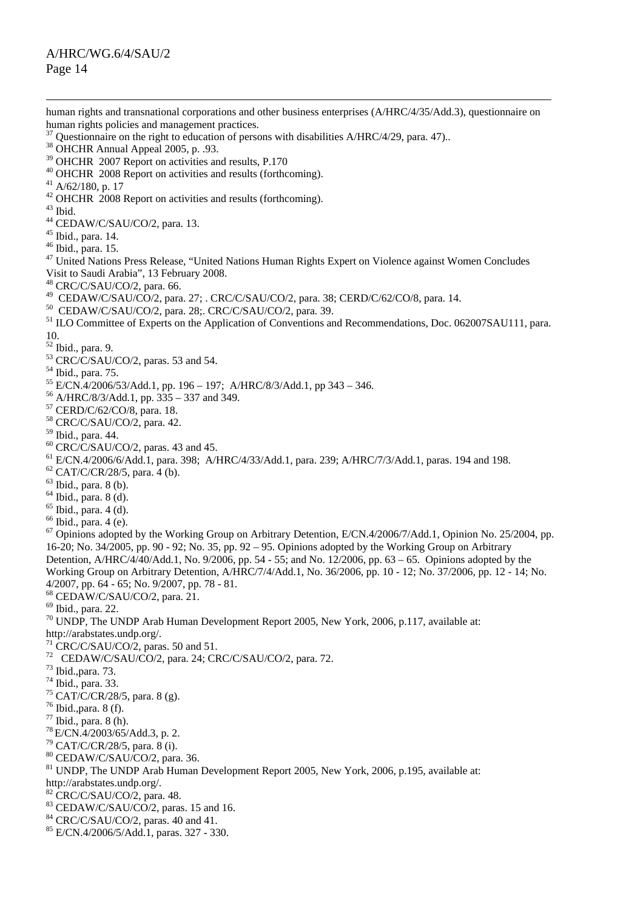human rights and transnational corporations and other business enterprises (A/HRC/4/35/Add.3), questionnaire on human rights policies and management practices.

[37] Questionnaire on the right to education of persons with disabilities A/HRC/4/29, para. 47)..

[38] OHCHR Annual Appeal 2005, p. .93.

[39] OHCHR 2007 Report on activities and results, P.170

[40] OHCHR 2008 Report on activities and results (forthcoming).

[41] A/62/180, p. 17

[42] OHCHR 2008 Report on activities and results (forthcoming).

[43] Ibid.

[44] CEDAW/C/SAU/CO/2, para. 13.

[45] Ibid., para. 14.

[46] Ibid., para. 15.

[47] United Nations Press Release, "United Nations Human Rights Expert on Violence against Women Concludes Visit to Saudi Arabia", 13 February 2008.

[48] CRC/C/SAU/CO/2, para. 66.

[49] CEDAW/C/SAU/CO/2, para. 27; . CRC/C/SAU/CO/2, para. 38; CERD/C/62/CO/8, para. 14.

[50] CEDAW/C/SAU/CO/2, para. 28;. CRC/C/SAU/CO/2, para. 39.

[51] ILO Committee of Experts on the Application of Conventions and Recommendations, Doc. 062007SAU111, para. 10.

[52] Ibid., para. 9.

[53] CRC/C/SAU/CO/2, paras. 53 and 54.

[54] Ibid., para. 75.

[55] E/CN.4/2006/53/Add.1, pp. 196 – 197; A/HRC/8/3/Add.1, pp 343 – 346.

[56] A/HRC/8/3/Add.1, pp. 335 – 337 and 349.

[57] CERD/C/62/CO/8, para. 18.

[58] CRC/C/SAU/CO/2, para. 42.

[59] Ibid., para. 44.

[60] CRC/C/SAU/CO/2, paras. 43 and 45.

[61] E/CN.4/2006/6/Add.1, para. 398; A/HRC/4/33/Add.1, para. 239; A/HRC/7/3/Add.1, paras. 194 and 198.

[62] CAT/C/CR/28/5, para. 4 (b).

[63] Ibid., para. 8 (b).

[64] Ibid., para. 8 (d).

[65] Ibid., para. 4 (d).

[66] Ibid., para. 4 (e).

[67] Opinions adopted by the Working Group on Arbitrary Detention, E/CN.4/2006/7/Add.1, Opinion No. 25/2004, pp. 16-20; No. 34/2005, pp. 90 - 92; No. 35, pp. 92 – 95. Opinions adopted by the Working Group on Arbitrary Detention, A/HRC/4/40/Add.1, No. 9/2006, pp. 54 - 55; and No. 12/2006, pp. 63 – 65. Opinions adopted by the Working Group on Arbitrary Detention, A/HRC/7/4/Add.1, No. 36/2007, pp. 10 - 12; No. 37/2006, pp. 12 - 14; No. 4/2007, pp. 64 - 65; No. 9/2007, pp. 78 - 81.

[68] CEDAW/C/SAU/CO/2, para. 21.

[69] Ibid., para. 22.

[70] UNDP, The UNDP Arab Human Development Report 2005, New York, 2006, p.117, available at: http://arabstates.undp.org/.

[71] CRC/C/SAU/CO/2, paras. 50 and 51.

[72] CEDAW/C/SAU/CO/2, para. 24; CRC/C/SAU/CO/2, para. 72.

[73] Ibid.,para. 73.

[74] Ibid., para. 33.

[75] CAT/C/CR/28/5, para. 8 (g).

[76] Ibid.,para. 8 (f).

[77] Ibid., para. 8 (h).

[78] E/CN.4/2003/65/Add.3, p. 2.

[79] CAT/C/CR/28/5, para. 8 (i).

[80] CEDAW/C/SAU/CO/2, para. 36.

[81] UNDP, The UNDP Arab Human Development Report 2005, New York, 2006, p.195, available at: http://arabstates.undp.org/.

[82] CRC/C/SAU/CO/2, para. 48.

[83] CEDAW/C/SAU/CO/2, paras. 15 and 16.

[84] CRC/C/SAU/CO/2, paras. 40 and 41.

[85] E/CN.4/2006/5/Add.1, paras. 327 - 330.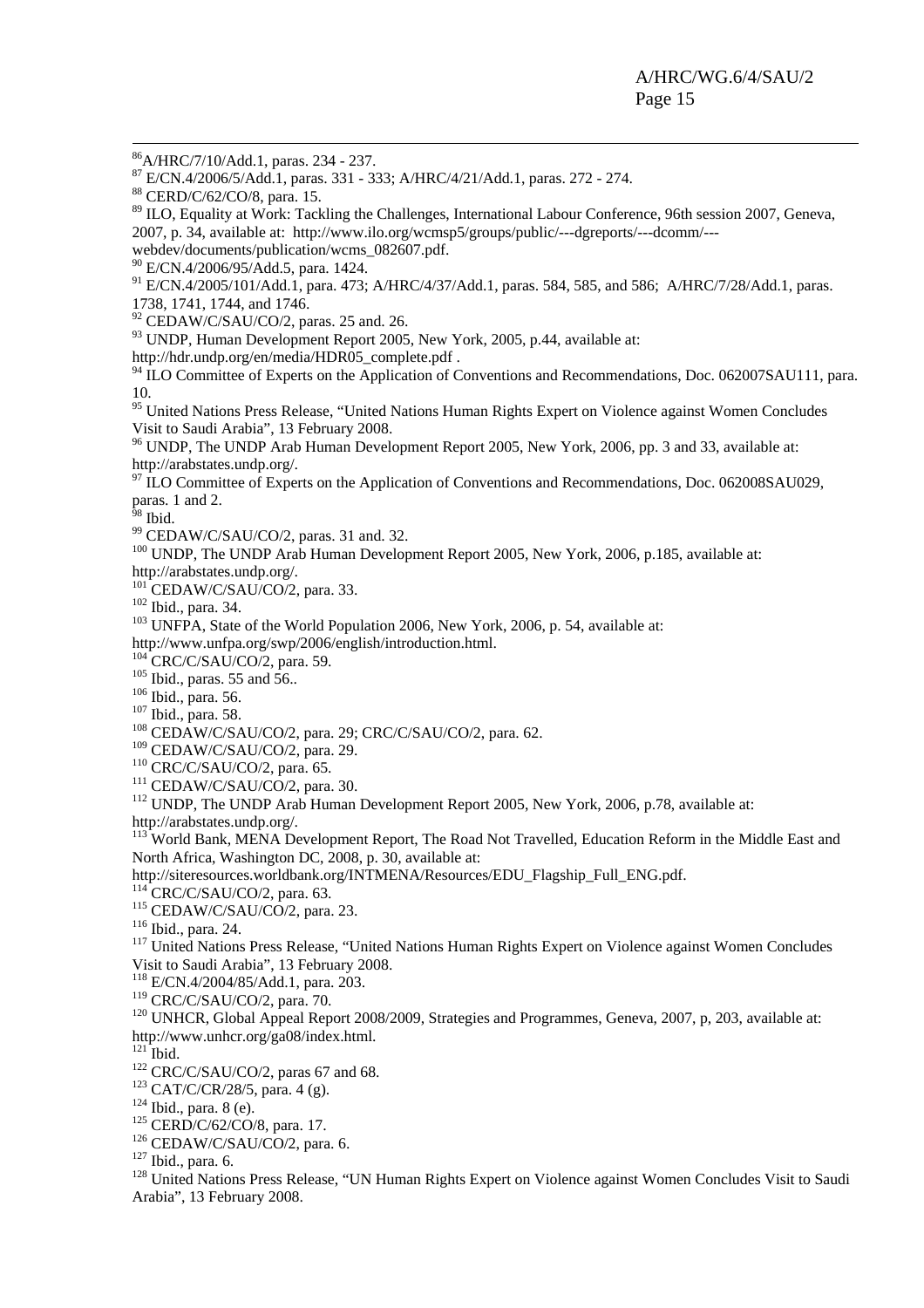[86] A/HRC/7/10/Add.1, paras. 234 - 237.

[87] E/CN.4/2006/5/Add.1, paras. 331 - 333; A/HRC/4/21/Add.1, paras. 272 - 274.

[88] CERD/C/62/CO/8, para. 15.

[89] ILO, Equality at Work: Tackling the Challenges, International Labour Conference, 96th session 2007, Geneva, 2007, p. 34, available at: http://www.ilo.org/wcmsp5/groups/public/---dgreports/---dcomm/---webdev/documents/publication/wcms_082607.pdf.

[90] E/CN.4/2006/95/Add.5, para. 1424.

[91] E/CN.4/2005/101/Add.1, para. 473; A/HRC/4/37/Add.1, paras. 584, 585, and 586; A/HRC/7/28/Add.1, paras. 1738, 1741, 1744, and 1746.

[92] CEDAW/C/SAU/CO/2, paras. 25 and. 26.

[93] UNDP, Human Development Report 2005, New York, 2005, p.44, available at: http://hdr.undp.org/en/media/HDR05_complete.pdf .

[94] ILO Committee of Experts on the Application of Conventions and Recommendations, Doc. 062007SAU111, para. 10.

[95] United Nations Press Release, "United Nations Human Rights Expert on Violence against Women Concludes Visit to Saudi Arabia", 13 February 2008.

[96] UNDP, The UNDP Arab Human Development Report 2005, New York, 2006, pp. 3 and 33, available at: http://arabstates.undp.org/.

[97] ILO Committee of Experts on the Application of Conventions and Recommendations, Doc. 062008SAU029, paras. 1 and 2.

[98] Ibid.

[99] CEDAW/C/SAU/CO/2, paras. 31 and. 32.

[100] UNDP, The UNDP Arab Human Development Report 2005, New York, 2006, p.185, available at: http://arabstates.undp.org/.

[101] CEDAW/C/SAU/CO/2, para. 33.

[102] Ibid., para. 34.

[103] UNFPA, State of the World Population 2006, New York, 2006, p. 54, available at: http://www.unfpa.org/swp/2006/english/introduction.html.

[104] CRC/C/SAU/CO/2, para. 59.

[105] Ibid., paras. 55 and 56..

[106] Ibid., para. 56.

[107] Ibid., para. 58.

[108] CEDAW/C/SAU/CO/2, para. 29; CRC/C/SAU/CO/2, para. 62.

[109] CEDAW/C/SAU/CO/2, para. 29.

[110] CRC/C/SAU/CO/2, para. 65.

[111] CEDAW/C/SAU/CO/2, para. 30.

[112] UNDP, The UNDP Arab Human Development Report 2005, New York, 2006, p.78, available at: http://arabstates.undp.org/.

[113] World Bank, MENA Development Report, The Road Not Travelled, Education Reform in the Middle East and North Africa, Washington DC, 2008, p. 30, available at: http://siteresources.worldbank.org/INTMENA/Resources/EDU_Flagship_Full_ENG.pdf.

[114] CRC/C/SAU/CO/2, para. 63.

[115] CEDAW/C/SAU/CO/2, para. 23.

[116] Ibid., para. 24.

[117] United Nations Press Release, "United Nations Human Rights Expert on Violence against Women Concludes Visit to Saudi Arabia", 13 February 2008.

[118] E/CN.4/2004/85/Add.1, para. 203.

[119] CRC/C/SAU/CO/2, para. 70.

[120] UNHCR, Global Appeal Report 2008/2009, Strategies and Programmes, Geneva, 2007, p, 203, available at: http://www.unhcr.org/ga08/index.html.

[121] Ibid.

[122] CRC/C/SAU/CO/2, paras 67 and 68.

[123] CAT/C/CR/28/5, para. 4 (g).

[124] Ibid., para. 8 (e).

[125] CERD/C/62/CO/8, para. 17.

[126] CEDAW/C/SAU/CO/2, para. 6.

[127] Ibid., para. 6.

[128] United Nations Press Release, "UN Human Rights Expert on Violence against Women Concludes Visit to Saudi Arabia", 13 February 2008.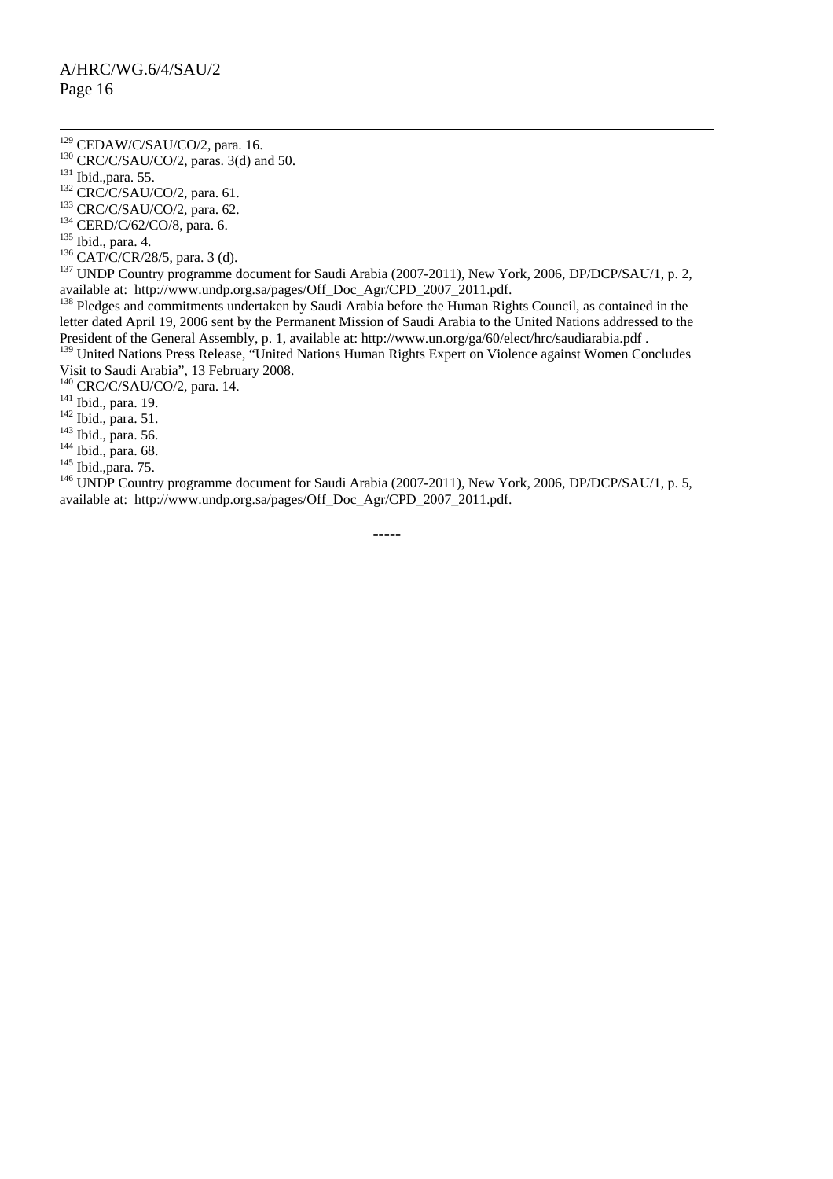[129] CEDAW/C/SAU/CO/2, para. 16.

[130] CRC/C/SAU/CO/2, paras. 3(d) and 50.

[131] Ibid.,para. 55.

[132] CRC/C/SAU/CO/2, para. 61.

[133] CRC/C/SAU/CO/2, para. 62.

[134] CERD/C/62/CO/8, para. 6.

[135] Ibid., para. 4.

[136] CAT/C/CR/28/5, para. 3 (d).

[137] UNDP Country programme document for Saudi Arabia (2007-2011), New York, 2006, DP/DCP/SAU/1, p. 2, available at: http://www.undp.org.sa/pages/Off_Doc_Agr/CPD_2007_2011.pdf.

[138] Pledges and commitments undertaken by Saudi Arabia before the Human Rights Council, as contained in the letter dated April 19, 2006 sent by the Permanent Mission of Saudi Arabia to the United Nations addressed to the President of the General Assembly, p. 1, available at: http://www.un.org/ga/60/elect/hrc/saudiarabia.pdf .

[139] United Nations Press Release, "United Nations Human Rights Expert on Violence against Women Concludes Visit to Saudi Arabia", 13 February 2008.

[140] CRC/C/SAU/CO/2, para. 14.

[141] Ibid., para. 19.

[142] Ibid., para. 51.

[143] Ibid., para. 56.

[144] Ibid., para. 68.

[145] Ibid.,para. 75.

[146] UNDP Country programme document for Saudi Arabia (2007-2011), New York, 2006, DP/DCP/SAU/1, p. 5, available at: http://www.undp.org.sa/pages/Off_Doc_Agr/CPD_2007_2011.pdf.

-----